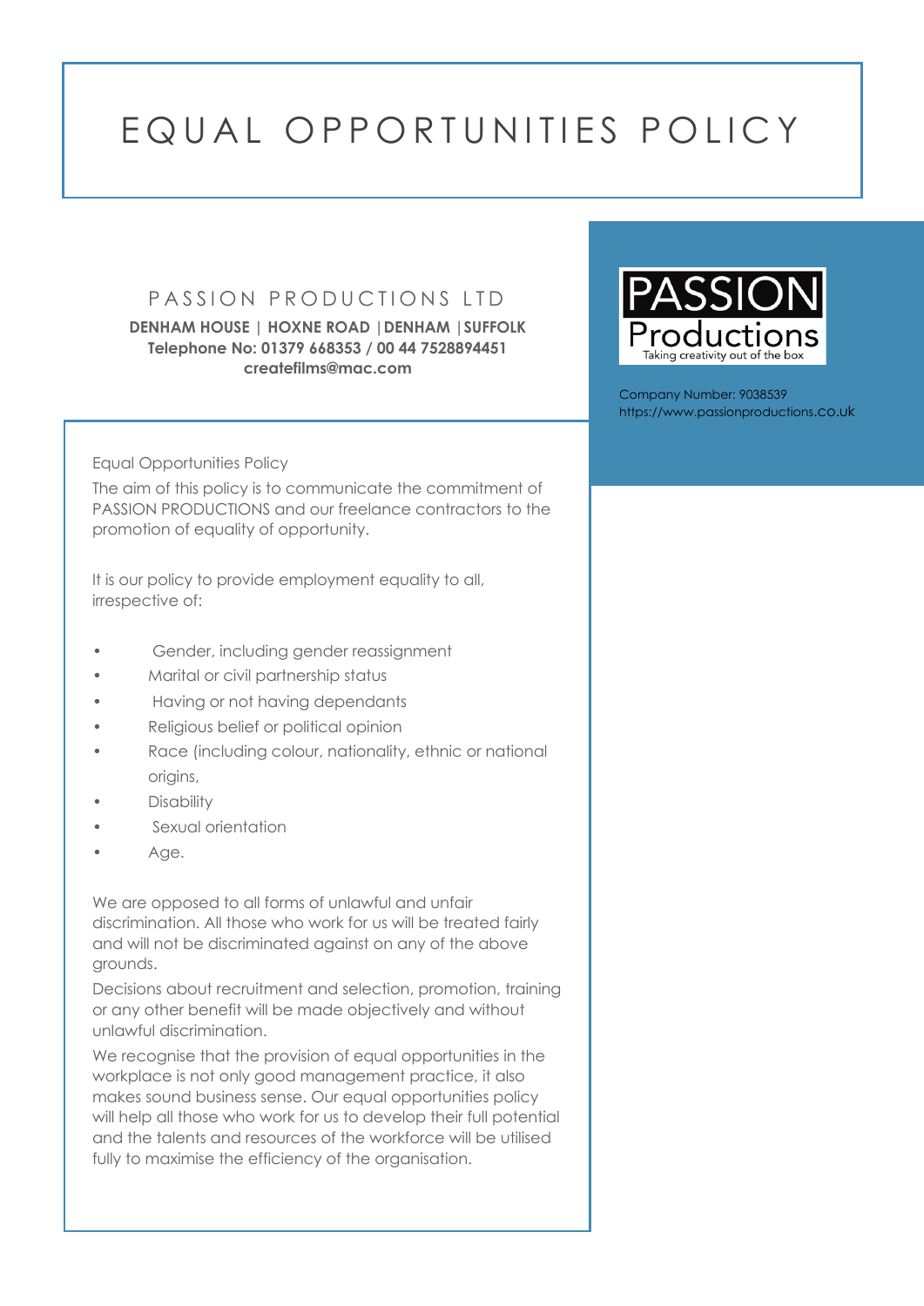# EQUAL OPPORTUNITIES POLICY

PASSION PRODUCTIONS LTD

**DENHAM HOUSE | HOXNE ROAD | DENHAM | SUFFOLK**
**Telephone No: 01379 668353 / 00 44 7528894451**
**createfilms@mac.com**

PASSION Productions
Taking creativity out of the box

Company Number: 9038539
https://www.passionproductions.co.uk

Equal Opportunities Policy

The aim of this policy is to communicate the commitment of PASSION PRODUCTIONS and our freelance contractors to the promotion of equality of opportunity.

It is our policy to provide employment equality to all, irrespective of:

- Gender, including gender reassignment
- Marital or civil partnership status
- Having or not having dependants
- Religious belief or political opinion
- Race (including colour, nationality, ethnic or national origins,
- Disability
- Sexual orientation
- Age.

We are opposed to all forms of unlawful and unfair discrimination. All those who work for us will be treated fairly and will not be discriminated against on any of the above grounds.

Decisions about recruitment and selection, promotion, training or any other benefit will be made objectively and without unlawful discrimination.

We recognise that the provision of equal opportunities in the workplace is not only good management practice, it also makes sound business sense. Our equal opportunities policy will help all those who work for us to develop their full potential and the talents and resources of the workforce will be utilised fully to maximise the efficiency of the organisation.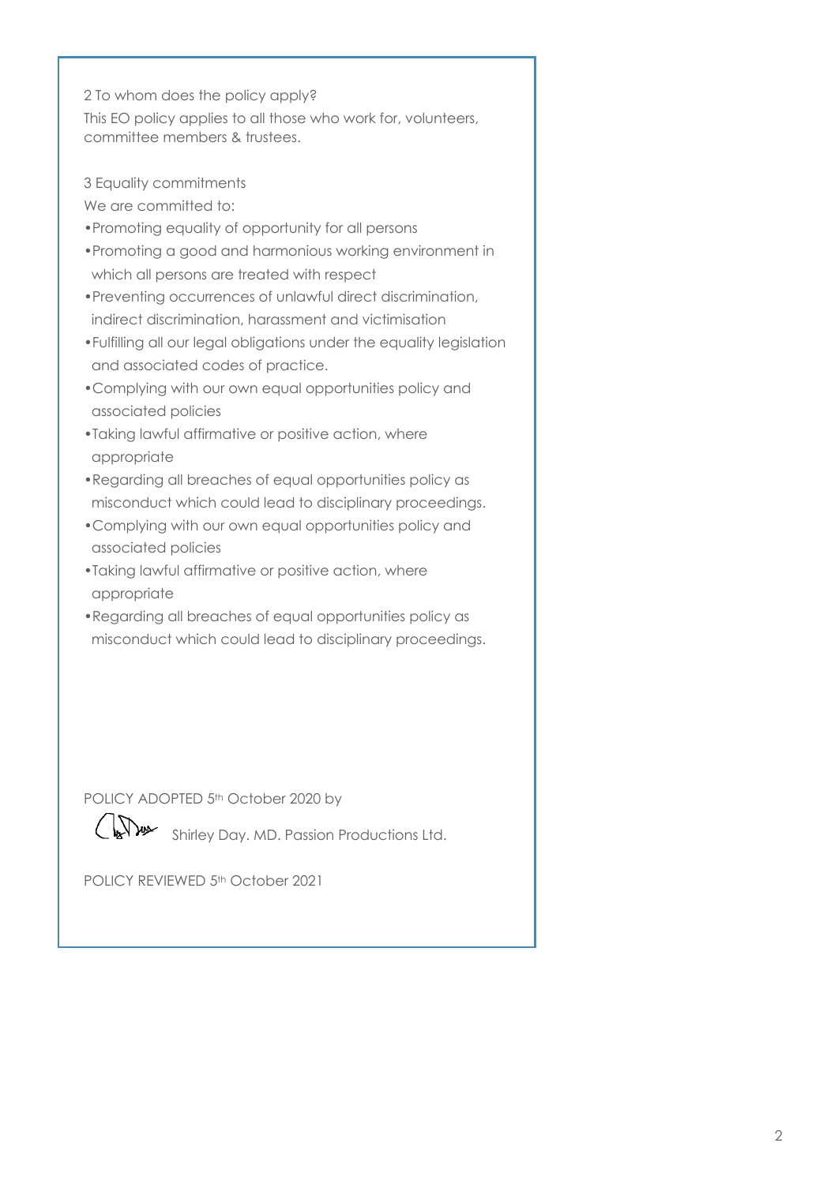## 2 To whom does the policy apply?

This EO policy applies to all those who work for, volunteers, committee members & trustees.

## 3 Equality commitments

We are committed to:

- Promoting equality of opportunity for all persons
- Promoting a good and harmonious working environment in which all persons are treated with respect
- Preventing occurrences of unlawful direct discrimination, indirect discrimination, harassment and victimisation
- Fulfilling all our legal obligations under the equality legislation and associated codes of practice.
- Complying with our own equal opportunities policy and associated policies
- Taking lawful affirmative or positive action, where appropriate
- Regarding all breaches of equal opportunities policy as misconduct which could lead to disciplinary proceedings.
- Complying with our own equal opportunities policy and associated policies
- Taking lawful affirmative or positive action, where appropriate
- Regarding all breaches of equal opportunities policy as misconduct which could lead to disciplinary proceedings.

POLICY ADOPTED 5th October 2020 by

Shirley Day. MD. Passion Productions Ltd.

POLICY REVIEWED 5th October 2021